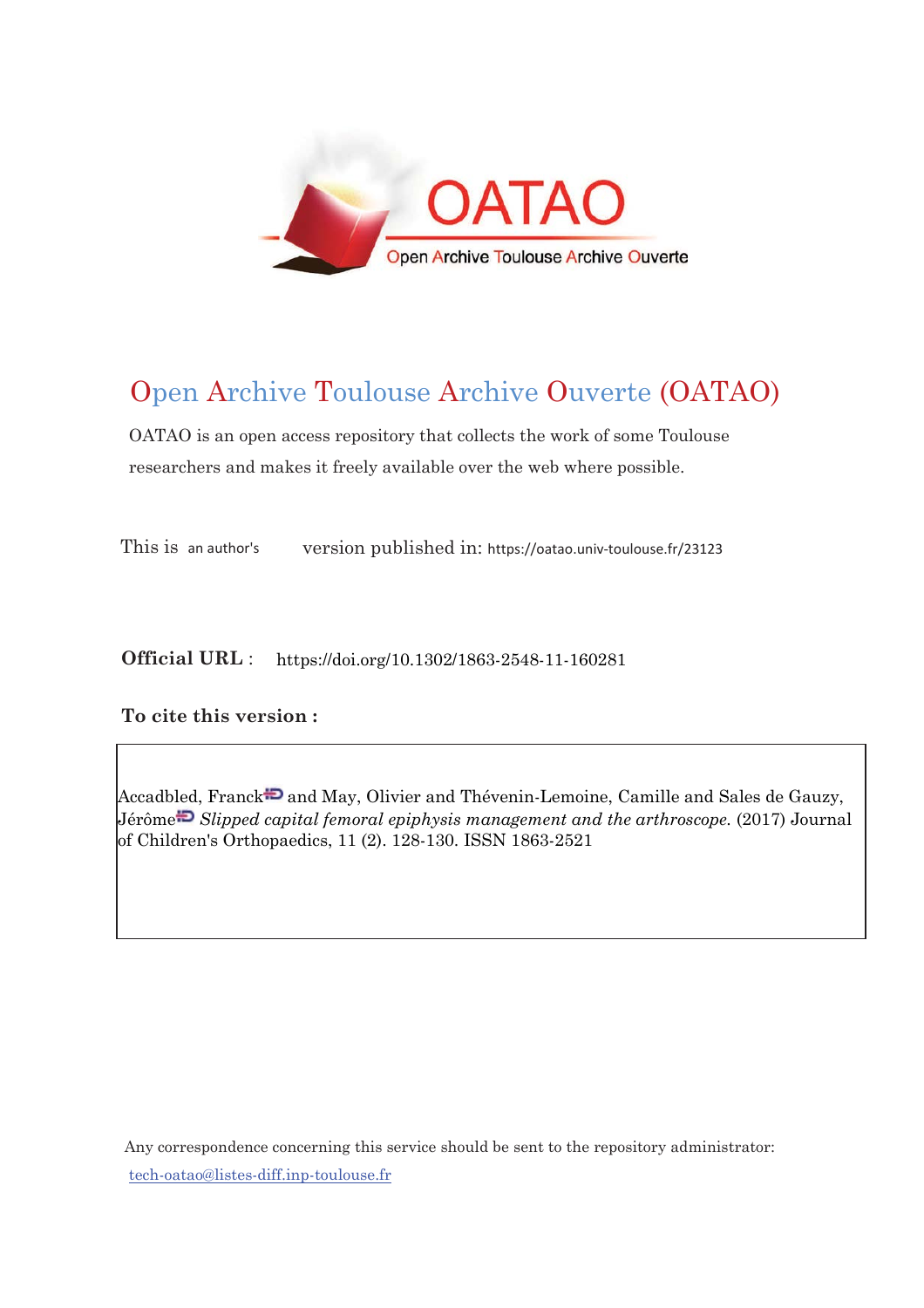# Open Archive Toulouse Archive Ouverte (OATAO)

OATAO is an open access repository that collects the work of some Toulouse researchers and makes it freely available over the web where possible.

This is an author's version published in: https://oatao.univ-toulouse.fr/23123

**Official URL** : https://doi.org/10.1302/1863-2548-11-160281

**To cite this version :**

Accadbled, Franck and May, Olivier and Thévenin-Lemoine, Camille and Sales de Gauzy, Jérôme *Slipped capital femoral epiphysis management and the arthroscope.* (2017) Journal of Children's Orthopaedics, 11 (2). 128-130. ISSN 1863-2521

Any correspondence concerning this service should be sent to the repository administrator: tech-oatao@listes-diff.inp-toulouse.fr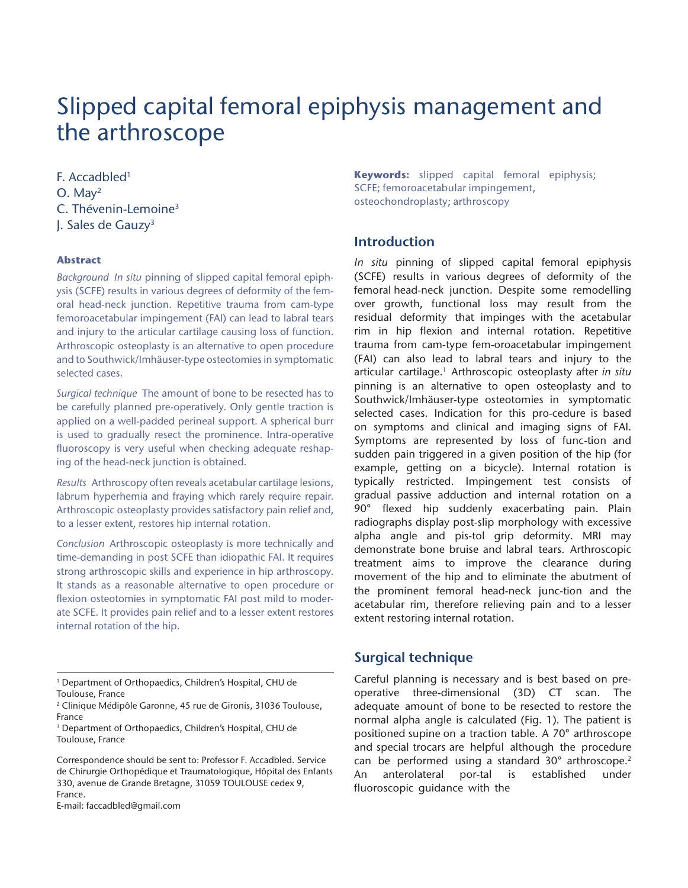# Slipped capital femoral epiphysis management and the arthroscope

F. Accadbled[1]
O. May[2]
C. Thévenin-Lemoine[3]
J. Sales de Gauzy[3]

### Abstract

*Background* *In situ* pinning of slipped capital femoral epiphysis (SCFE) results in various degrees of deformity of the femoral head-neck junction. Repetitive trauma from cam-type femoroacetabular impingement (FAI) can lead to labral tears and injury to the articular cartilage causing loss of function. Arthroscopic osteoplasty is an alternative to open procedure and to Southwick/Imhäuser-type osteotomies in symptomatic selected cases.

*Surgical technique* The amount of bone to be resected has to be carefully planned pre-operatively. Only gentle traction is applied on a well-padded perineal support. A spherical burr is used to gradually resect the prominence. Intra-operative fluoroscopy is very useful when checking adequate reshaping of the head-neck junction is obtained.

*Results* Arthroscopy often reveals acetabular cartilage lesions, labrum hyperhemia and fraying which rarely require repair. Arthroscopic osteoplasty provides satisfactory pain relief and, to a lesser extent, restores hip internal rotation.

*Conclusion* Arthroscopic osteoplasty is more technically and time-demanding in post SCFE than idiopathic FAI. It requires strong arthroscopic skills and experience in hip arthroscopy. It stands as a reasonable alternative to open procedure or flexion osteotomies in symptomatic FAI post mild to moderate SCFE. It provides pain relief and to a lesser extent restores internal rotation of the hip.

[1] Department of Orthopaedics, Children's Hospital, CHU de Toulouse, France
[2] Clinique Médipôle Garonne, 45 rue de Gironis, 31036 Toulouse, France
[3] Department of Orthopaedics, Children's Hospital, CHU de Toulouse, France

Correspondence should be sent to: Professor F. Accadbled. Service de Chirurgie Orthopédique et Traumatologique, Hôpital des Enfants 330, avenue de Grande Bretagne, 31059 TOULOUSE cedex 9, France.
E-mail: faccadbled@gmail.com

**Keywords:** slipped capital femoral epiphysis; SCFE; femoroacetabular impingement, osteochondroplasty; arthroscopy

## Introduction

*In situ* pinning of slipped capital femoral epiphysis (SCFE) results in various degrees of deformity of the femoral head-neck junction. Despite some remodelling over growth, functional loss may result from the residual deformity that impinges with the acetabular rim in hip flexion and internal rotation. Repetitive trauma from cam-type fem-oroacetabular impingement (FAI) can also lead to labral tears and injury to the articular cartilage.[1] Arthroscopic osteoplasty after *in situ* pinning is an alternative to open osteoplasty and to Southwick/Imhäuser-type osteotomies in symptomatic selected cases. Indication for this pro-cedure is based on symptoms and clinical and imaging signs of FAI. Symptoms are represented by loss of func-tion and sudden pain triggered in a given position of the hip (for example, getting on a bicycle). Internal rotation is typically restricted. Impingement test consists of gradual passive adduction and internal rotation on a 90° flexed hip suddenly exacerbating pain. Plain radiographs display post-slip morphology with excessive alpha angle and pis-tol grip deformity. MRI may demonstrate bone bruise and labral tears. Arthroscopic treatment aims to improve the clearance during movement of the hip and to eliminate the abutment of the prominent femoral head-neck junc-tion and the acetabular rim, therefore relieving pain and to a lesser extent restoring internal rotation.

## Surgical technique

Careful planning is necessary and is best based on pre-operative three-dimensional (3D) CT scan. The adequate amount of bone to be resected to restore the normal alpha angle is calculated (Fig. 1). The patient is positioned supine on a traction table. A 70° arthroscope and special trocars are helpful although the procedure can be performed using a standard 30° arthroscope.[2] An anterolateral por-tal is established under fluoroscopic guidance with the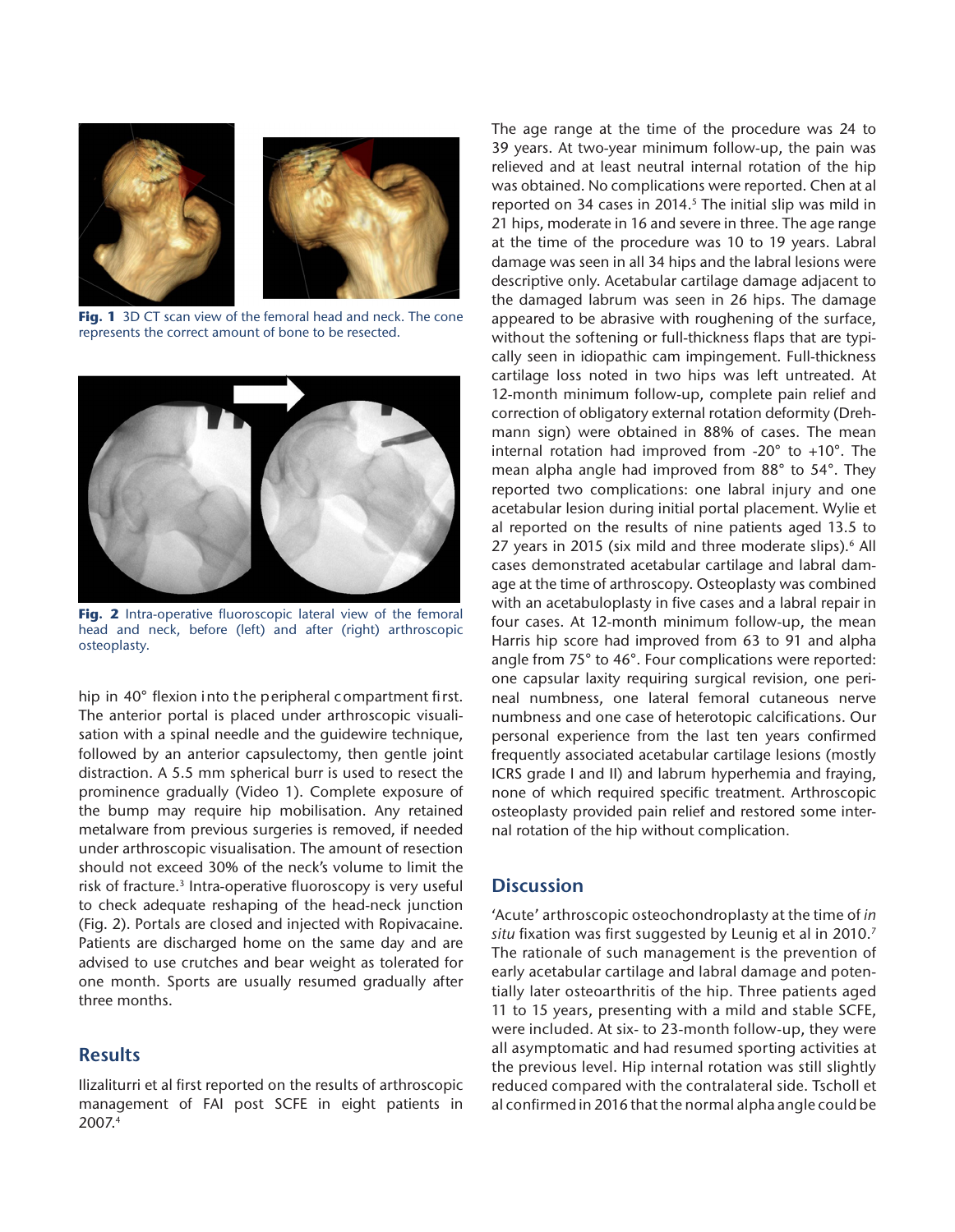Fig. 1 3D CT scan view of the femoral head and neck. The cone represents the correct amount of bone to be resected.

Fig. 2 Intra-operative fluoroscopic lateral view of the femoral head and neck, before (left) and after (right) arthroscopic osteoplasty.

hip in 40° flexion into the peripheral compartment first. The anterior portal is placed under arthroscopic visualisation with a spinal needle and the guidewire technique, followed by an anterior capsulectomy, then gentle joint distraction. A 5.5 mm spherical burr is used to resect the prominence gradually (Video 1). Complete exposure of the bump may require hip mobilisation. Any retained metalware from previous surgeries is removed, if needed under arthroscopic visualisation. The amount of resection should not exceed 30% of the neck's volume to limit the risk of fracture.[3] Intra-operative fluoroscopy is very useful to check adequate reshaping of the head-neck junction (Fig. 2). Portals are closed and injected with Ropivacaine. Patients are discharged home on the same day and are advised to use crutches and bear weight as tolerated for one month. Sports are usually resumed gradually after three months.

## Results

Ilizaliturri et al first reported on the results of arthroscopic management of FAI post SCFE in eight patients in 2007.[4] The age range at the time of the procedure was 24 to 39 years. At two-year minimum follow-up, the pain was relieved and at least neutral internal rotation of the hip was obtained. No complications were reported. Chen at al reported on 34 cases in 2014.[5] The initial slip was mild in 21 hips, moderate in 16 and severe in three. The age range at the time of the procedure was 10 to 19 years. Labral damage was seen in all 34 hips and the labral lesions were descriptive only. Acetabular cartilage damage adjacent to the damaged labrum was seen in 26 hips. The damage appeared to be abrasive with roughening of the surface, without the softening or full-thickness flaps that are typically seen in idiopathic cam impingement. Full-thickness cartilage loss noted in two hips was left untreated. At 12-month minimum follow-up, complete pain relief and correction of obligatory external rotation deformity (Drehmann sign) were obtained in 88% of cases. The mean internal rotation had improved from -20° to +10°. The mean alpha angle had improved from 88° to 54°. They reported two complications: one labral injury and one acetabular lesion during initial portal placement. Wylie et al reported on the results of nine patients aged 13.5 to 27 years in 2015 (six mild and three moderate slips).[6] All cases demonstrated acetabular cartilage and labral damage at the time of arthroscopy. Osteoplasty was combined with an acetabuloplasty in five cases and a labral repair in four cases. At 12-month minimum follow-up, the mean Harris hip score had improved from 63 to 91 and alpha angle from 75° to 46°. Four complications were reported: one capsular laxity requiring surgical revision, one perineal numbness, one lateral femoral cutaneous nerve numbness and one case of heterotopic calcifications. Our personal experience from the last ten years confirmed frequently associated acetabular cartilage lesions (mostly ICRS grade I and II) and labrum hyperhemia and fraying, none of which required specific treatment. Arthroscopic osteoplasty provided pain relief and restored some internal rotation of the hip without complication.

## Discussion

'Acute' arthroscopic osteochondroplasty at the time of *in situ* fixation was first suggested by Leunig et al in 2010.[7] The rationale of such management is the prevention of early acetabular cartilage and labral damage and potentially later osteoarthritis of the hip. Three patients aged 11 to 15 years, presenting with a mild and stable SCFE, were included. At six- to 23-month follow-up, they were all asymptomatic and had resumed sporting activities at the previous level. Hip internal rotation was still slightly reduced compared with the contralateral side. Tscholl et al confirmed in 2016 that the normal alpha angle could be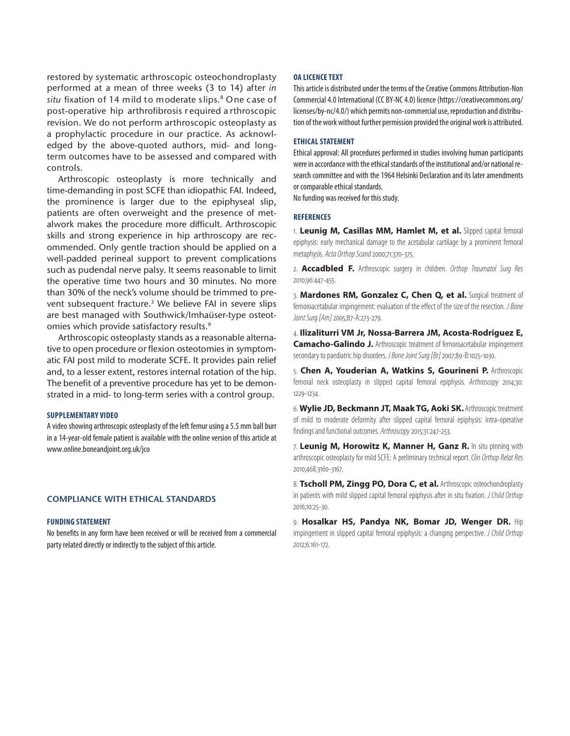restored by systematic arthroscopic osteochondroplasty performed at a mean of three weeks (3 to 14) after *in situ* fixation of 14 mild to moderate slips.[8] One case of post-operative hip arthrofibrosis required arthroscopic revision. We do not perform arthroscopic osteoplasty as a prophylactic procedure in our practice. As acknowledged by the above-quoted authors, mid- and long-term outcomes have to be assessed and compared with controls.

Arthroscopic osteoplasty is more technically and time-demanding in post SCFE than idiopathic FAI. Indeed, the prominence is larger due to the epiphyseal slip, patients are often overweight and the presence of metalwork makes the procedure more difficult. Arthroscopic skills and strong experience in hip arthroscopy are recommended. Only gentle traction should be applied on a well-padded perineal support to prevent complications such as pudendal nerve palsy. It seems reasonable to limit the operative time two hours and 30 minutes. No more than 30% of the neck's volume should be trimmed to prevent subsequent fracture.[3] We believe FAI in severe slips are best managed with Southwick/Imhaüser-type osteotomies which provide satisfactory results.[9]

Arthroscopic osteoplasty stands as a reasonable alternative to open procedure or flexion osteotomies in symptomatic FAI post mild to moderate SCFE. It provides pain relief and, to a lesser extent, restores internal rotation of the hip. The benefit of a preventive procedure has yet to be demonstrated in a mid- to long-term series with a control group.

#### SUPPLEMENTARY VIDEO

A video showing arthroscopic osteoplasty of the left femur using a 5.5 mm ball burr in a 14-year-old female patient is available with the online version of this article at www.online.boneandjoint.org.uk/jco

## COMPLIANCE WITH ETHICAL STANDARDS

#### FUNDING STATEMENT

No benefits in any form have been received or will be received from a commercial party related directly or indirectly to the subject of this article.

#### OA LICENCE TEXT

This article is distributed under the terms of the Creative Commons Attribution-Non Commercial 4.0 International (CC BY-NC 4.0) licence (https://creativecommons.org/licenses/by-nc/4.0/) which permits non-commercial use, reproduction and distribution of the work without further permission provided the original work is attributed.

#### ETHICAL STATEMENT

Ethical approval: All procedures performed in studies involving human participants were in accordance with the ethical standards of the institutional and/or national research committee and with the 1964 Helsinki Declaration and its later amendments or comparable ethical standards.

No funding was received for this study.

#### REFERENCES

1. **Leunig M, Casillas MM, Hamlet M, et al.** Slipped capital femoral epiphysis: early mechanical damage to the acetabular cartilage by a prominent femoral metaphysis. *Acta Orthop Scand* 2000;71:370-375.

2. **Accadbled F.** Arthroscopic surgery in children. *Orthop Traumatol Surg Res* 2010;96:447-455.

3. **Mardones RM, Gonzalez C, Chen Q, et al.** Surgical treatment of femoroacetabular impingement: evaluation of the effect of the size of the resection. *J Bone Joint Surg [Am]* 2005;87-A:273-279.

4. **Ilizaliturri VM Jr, Nossa-Barrera JM, Acosta-Rodriguez E, Camacho-Galindo J.** Arthroscopic treatment of femoroacetabular impingement secondary to paediatric hip disorders. *J Bone Joint Surg [Br]* 2007;89-B:1025-1030.

5. **Chen A, Youderian A, Watkins S, Gourineni P.** Arthroscopic femoral neck osteoplasty in slipped capital femoral epiphysis. *Arthroscopy* 2014;30:1229-1234.

6. **Wylie JD, Beckmann JT, Maak TG, Aoki SK.** Arthroscopic treatment of mild to moderate deformity after slipped capital femoral epiphysis: intra-operative findings and functional outcomes. *Arthroscopy* 2015;31:247-253.

7. **Leunig M, Horowitz K, Manner H, Ganz R.** In situ pinning with arthroscopic osteoplasty for mild SCFE: A preliminary technical report. *Clin Orthop Relat Res* 2010;468:3160-3167.

8. **Tscholl PM, Zingg PO, Dora C, et al.** Arthroscopic osteochondroplasty in patients with mild slipped capital femoral epiphysis after in situ fixation. *J Child Orthop* 2016;10:25-30.

9. **Hosalkar HS, Pandya NK, Bomar JD, Wenger DR.** Hip impingement in slipped capital femoral epiphysis: a changing perspective. *J Child Orthop* 2012;6:161-172.